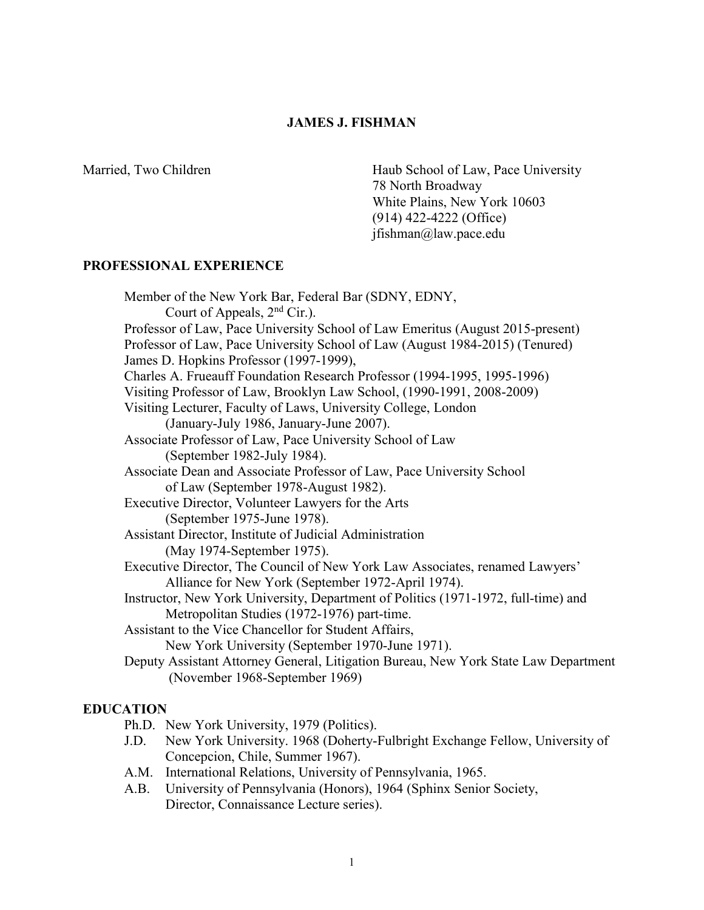# JAMES J. FISHMAN

Married, Two Children

Haub School of Law, Pace University
78 North Broadway
White Plains, New York 10603
(914) 422-4222 (Office)
jfishman@law.pace.edu

## PROFESSIONAL EXPERIENCE

Member of the New York Bar, Federal Bar (SDNY, EDNY, Court of Appeals, 2nd Cir.).
Professor of Law, Pace University School of Law Emeritus (August 2015-present)
Professor of Law, Pace University School of Law (August 1984-2015) (Tenured)
James D. Hopkins Professor (1997-1999),
Charles A. Frueauff Foundation Research Professor (1994-1995, 1995-1996)
Visiting Professor of Law, Brooklyn Law School, (1990-1991, 2008-2009)
Visiting Lecturer, Faculty of Laws, University College, London (January-July 1986, January-June 2007).
Associate Professor of Law, Pace University School of Law (September 1982-July 1984).
Associate Dean and Associate Professor of Law, Pace University School of Law (September 1978-August 1982).
Executive Director, Volunteer Lawyers for the Arts (September 1975-June 1978).
Assistant Director, Institute of Judicial Administration (May 1974-September 1975).
Executive Director, The Council of New York Law Associates, renamed Lawyers' Alliance for New York (September 1972-April 1974).
Instructor, New York University, Department of Politics (1971-1972, full-time) and Metropolitan Studies (1972-1976) part-time.
Assistant to the Vice Chancellor for Student Affairs, New York University (September 1970-June 1971).
Deputy Assistant Attorney General, Litigation Bureau, New York State Law Department (November 1968-September 1969)

## EDUCATION

Ph.D. New York University, 1979 (Politics).
J.D. New York University. 1968 (Doherty-Fulbright Exchange Fellow, University of Concepcion, Chile, Summer 1967).
A.M. International Relations, University of Pennsylvania, 1965.
A.B. University of Pennsylvania (Honors), 1964 (Sphinx Senior Society, Director, Connaissance Lecture series).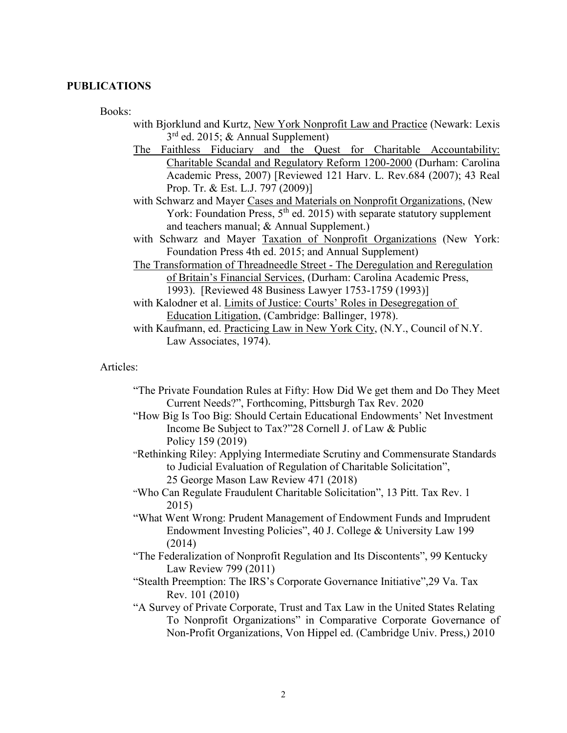## PUBLICATIONS

Books:

- with Bjorklund and Kurtz, New York Nonprofit Law and Practice (Newark: Lexis 3rd ed. 2015; & Annual Supplement)
- The Faithless Fiduciary and the Quest for Charitable Accountability: Charitable Scandal and Regulatory Reform 1200-2000 (Durham: Carolina Academic Press, 2007) [Reviewed 121 Harv. L. Rev.684 (2007); 43 Real Prop. Tr. & Est. L.J. 797 (2009)]
- with Schwarz and Mayer Cases and Materials on Nonprofit Organizations, (New York: Foundation Press, 5th ed. 2015) with separate statutory supplement and teachers manual; & Annual Supplement.)
- with Schwarz and Mayer Taxation of Nonprofit Organizations (New York: Foundation Press 4th ed. 2015; and Annual Supplement)
- The Transformation of Threadneedle Street - The Deregulation and Reregulation of Britain's Financial Services, (Durham: Carolina Academic Press, 1993). [Reviewed 48 Business Lawyer 1753-1759 (1993)]
- with Kalodner et al. Limits of Justice: Courts' Roles in Desegregation of Education Litigation, (Cambridge: Ballinger, 1978).
- with Kaufmann, ed. Practicing Law in New York City, (N.Y., Council of N.Y. Law Associates, 1974).

Articles:

- "The Private Foundation Rules at Fifty: How Did We get them and Do They Meet Current Needs?", Forthcoming, Pittsburgh Tax Rev. 2020
- "How Big Is Too Big: Should Certain Educational Endowments' Net Investment Income Be Subject to Tax?"28 Cornell J. of Law & Public Policy 159 (2019)
- "Rethinking Riley: Applying Intermediate Scrutiny and Commensurate Standards to Judicial Evaluation of Regulation of Charitable Solicitation", 25 George Mason Law Review 471 (2018)
- "Who Can Regulate Fraudulent Charitable Solicitation", 13 Pitt. Tax Rev. 1 2015)
- "What Went Wrong: Prudent Management of Endowment Funds and Imprudent Endowment Investing Policies", 40 J. College & University Law 199 (2014)
- "The Federalization of Nonprofit Regulation and Its Discontents", 99 Kentucky Law Review 799 (2011)
- "Stealth Preemption: The IRS's Corporate Governance Initiative",29 Va. Tax Rev. 101 (2010)
- "A Survey of Private Corporate, Trust and Tax Law in the United States Relating To Nonprofit Organizations" in Comparative Corporate Governance of Non-Profit Organizations, Von Hippel ed. (Cambridge Univ. Press,) 2010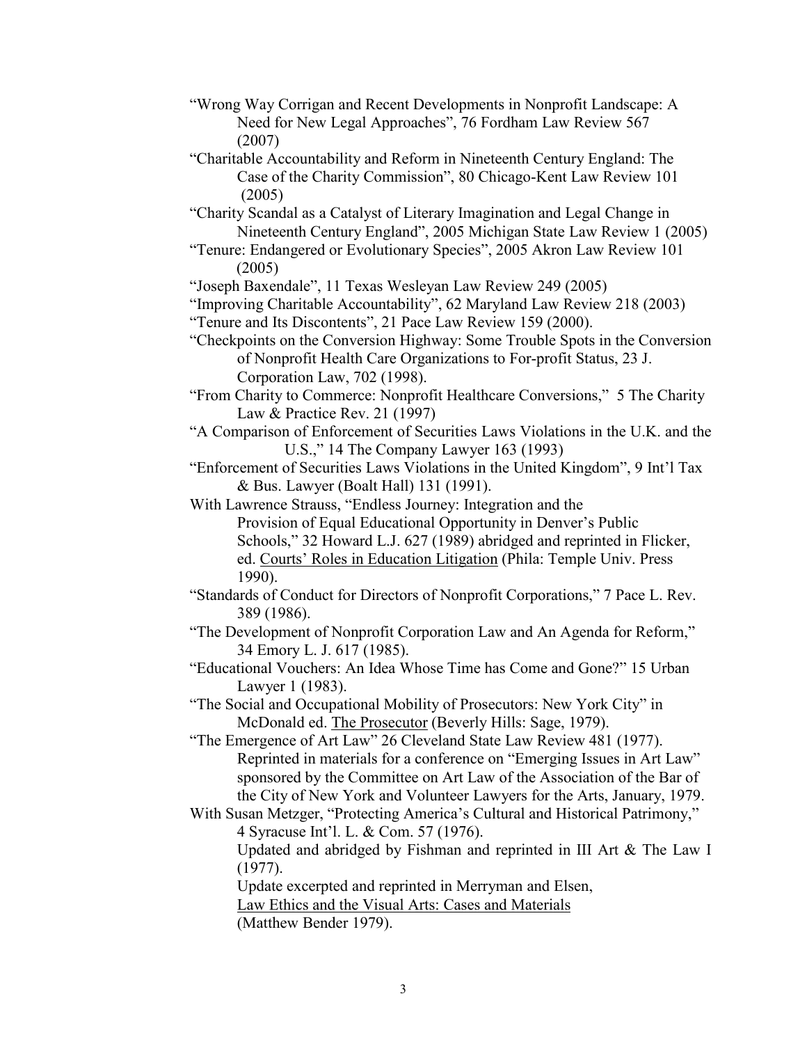"Wrong Way Corrigan and Recent Developments in Nonprofit Landscape: A Need for New Legal Approaches", 76 Fordham Law Review 567 (2007)

"Charitable Accountability and Reform in Nineteenth Century England: The Case of the Charity Commission", 80 Chicago-Kent Law Review 101 (2005)

"Charity Scandal as a Catalyst of Literary Imagination and Legal Change in Nineteenth Century England", 2005 Michigan State Law Review 1 (2005)

"Tenure: Endangered or Evolutionary Species", 2005 Akron Law Review 101 (2005)

"Joseph Baxendale", 11 Texas Wesleyan Law Review 249 (2005)

"Improving Charitable Accountability", 62 Maryland Law Review 218 (2003)

"Tenure and Its Discontents", 21 Pace Law Review 159 (2000).

"Checkpoints on the Conversion Highway: Some Trouble Spots in the Conversion of Nonprofit Health Care Organizations to For-profit Status, 23 J. Corporation Law, 702 (1998).

"From Charity to Commerce: Nonprofit Healthcare Conversions," 5 The Charity Law & Practice Rev. 21 (1997)

"A Comparison of Enforcement of Securities Laws Violations in the U.K. and the U.S.," 14 The Company Lawyer 163 (1993)

"Enforcement of Securities Laws Violations in the United Kingdom", 9 Int'l Tax & Bus. Lawyer (Boalt Hall) 131 (1991).

With Lawrence Strauss, "Endless Journey: Integration and the Provision of Equal Educational Opportunity in Denver's Public Schools," 32 Howard L.J. 627 (1989) abridged and reprinted in Flicker, ed. Courts' Roles in Education Litigation (Phila: Temple Univ. Press 1990).

"Standards of Conduct for Directors of Nonprofit Corporations," 7 Pace L. Rev. 389 (1986).

"The Development of Nonprofit Corporation Law and An Agenda for Reform," 34 Emory L. J. 617 (1985).

"Educational Vouchers: An Idea Whose Time has Come and Gone?" 15 Urban Lawyer 1 (1983).

"The Social and Occupational Mobility of Prosecutors: New York City" in McDonald ed. The Prosecutor (Beverly Hills: Sage, 1979).

"The Emergence of Art Law" 26 Cleveland State Law Review 481 (1977). Reprinted in materials for a conference on "Emerging Issues in Art Law" sponsored by the Committee on Art Law of the Association of the Bar of the City of New York and Volunteer Lawyers for the Arts, January, 1979.

With Susan Metzger, "Protecting America's Cultural and Historical Patrimony," 4 Syracuse Int'l. L. & Com. 57 (1976).
Updated and abridged by Fishman and reprinted in III Art & The Law I (1977).
Update excerpted and reprinted in Merryman and Elsen, Law Ethics and the Visual Arts: Cases and Materials (Matthew Bender 1979).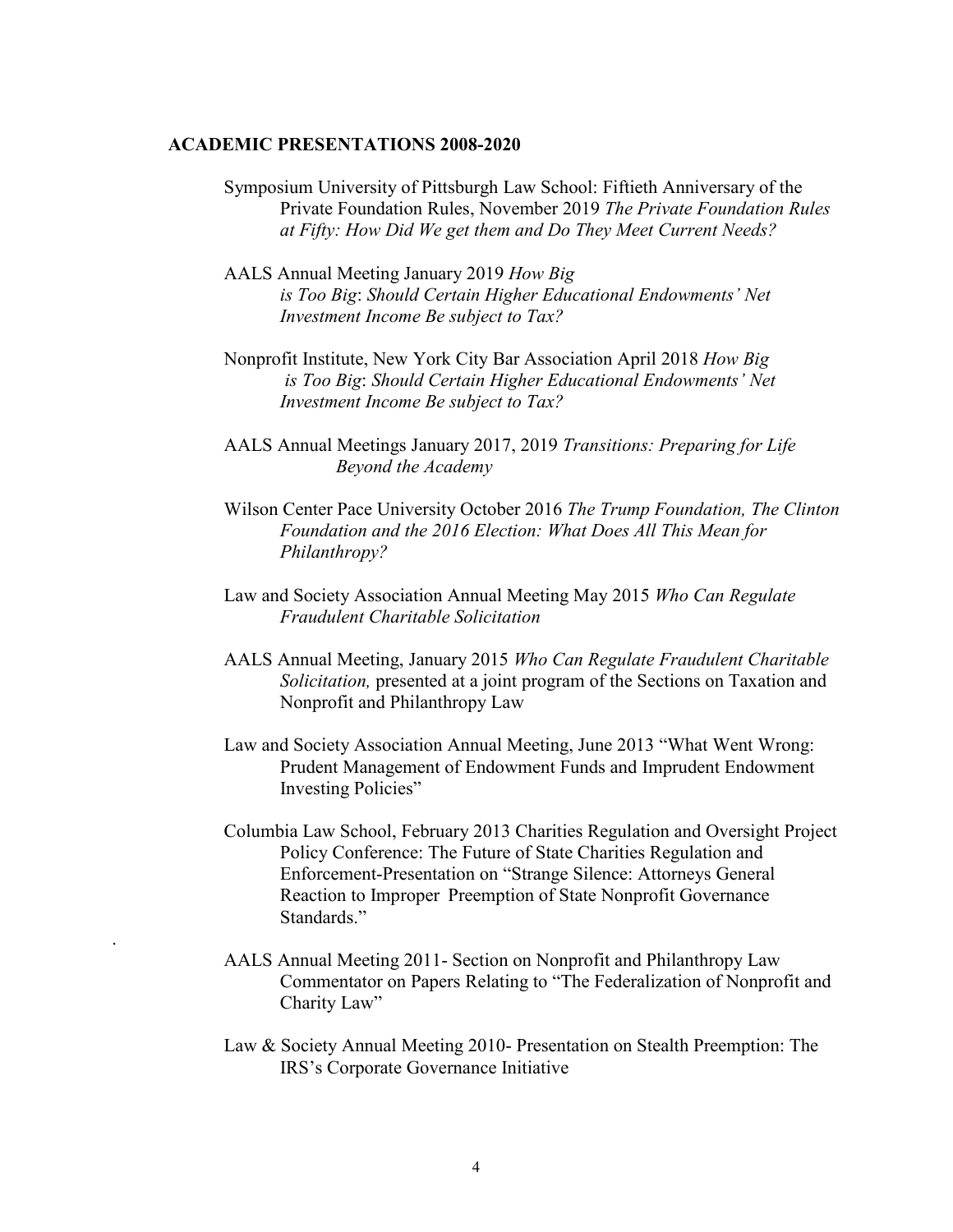**ACADEMIC PRESENTATIONS 2008-2020**

Symposium University of Pittsburgh Law School: Fiftieth Anniversary of the Private Foundation Rules, November 2019 *The Private Foundation Rules at Fifty: How Did We get them and Do They Meet Current Needs?*

AALS Annual Meeting January 2019 *How Big is Too Big*: *Should Certain Higher Educational Endowments' Net Investment Income Be subject to Tax?*

Nonprofit Institute, New York City Bar Association April 2018 *How Big is Too Big*: *Should Certain Higher Educational Endowments' Net Investment Income Be subject to Tax?*

AALS Annual Meetings January 2017, 2019 *Transitions: Preparing for Life Beyond the Academy*

Wilson Center Pace University October 2016 *The Trump Foundation, The Clinton Foundation and the 2016 Election: What Does All This Mean for Philanthropy?*

Law and Society Association Annual Meeting May 2015 *Who Can Regulate Fraudulent Charitable Solicitation*

AALS Annual Meeting, January 2015 *Who Can Regulate Fraudulent Charitable Solicitation,* presented at a joint program of the Sections on Taxation and Nonprofit and Philanthropy Law

Law and Society Association Annual Meeting, June 2013 "What Went Wrong: Prudent Management of Endowment Funds and Imprudent Endowment Investing Policies"

Columbia Law School, February 2013 Charities Regulation and Oversight Project Policy Conference: The Future of State Charities Regulation and Enforcement-Presentation on "Strange Silence: Attorneys General Reaction to Improper Preemption of State Nonprofit Governance Standards."

AALS Annual Meeting 2011- Section on Nonprofit and Philanthropy Law Commentator on Papers Relating to "The Federalization of Nonprofit and Charity Law"

Law & Society Annual Meeting 2010- Presentation on Stealth Preemption: The IRS's Corporate Governance Initiative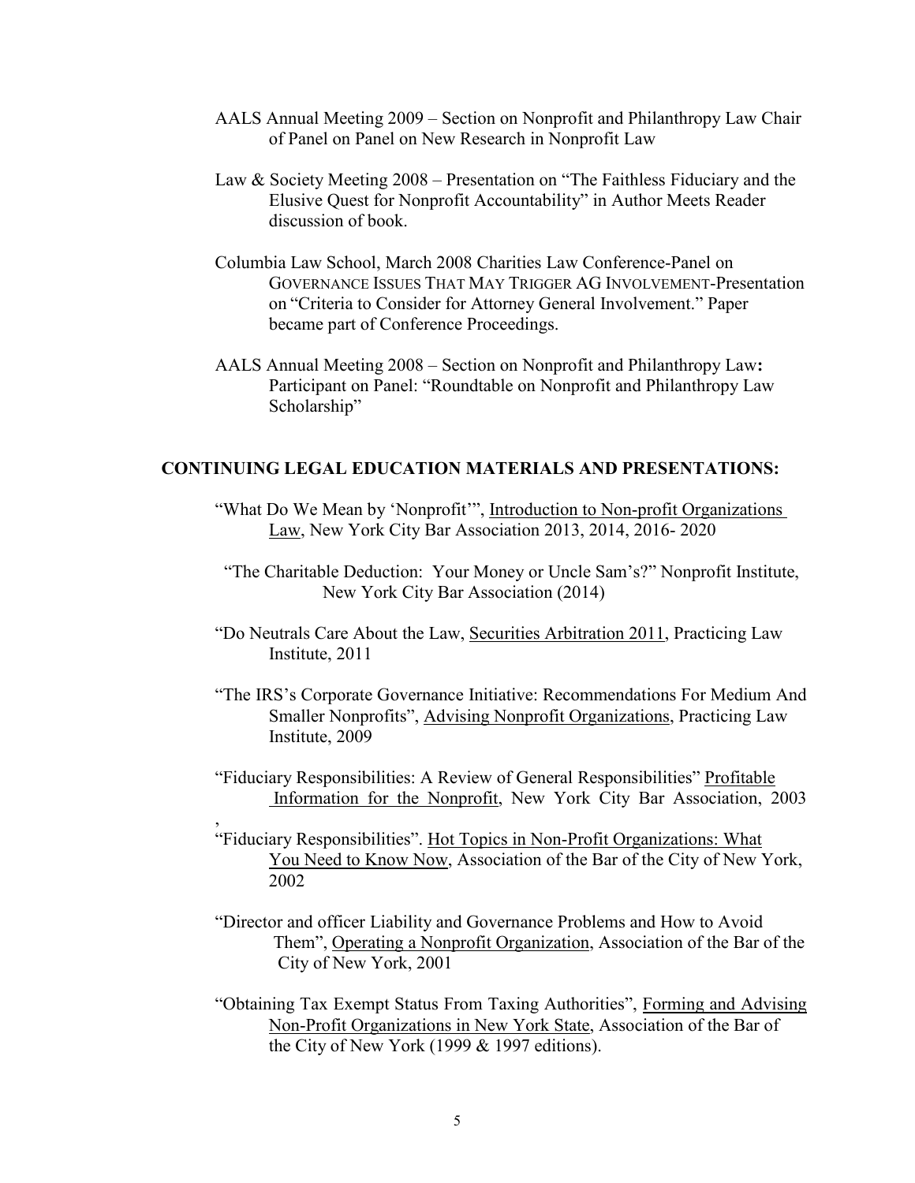AALS Annual Meeting 2009 – Section on Nonprofit and Philanthropy Law Chair of Panel on Panel on New Research in Nonprofit Law

Law & Society Meeting 2008 – Presentation on "The Faithless Fiduciary and the Elusive Quest for Nonprofit Accountability" in Author Meets Reader discussion of book.

Columbia Law School, March 2008 Charities Law Conference-Panel on GOVERNANCE ISSUES THAT MAY TRIGGER AG INVOLVEMENT-Presentation on "Criteria to Consider for Attorney General Involvement." Paper became part of Conference Proceedings.

AALS Annual Meeting 2008 – Section on Nonprofit and Philanthropy Law**:** Participant on Panel: "Roundtable on Nonprofit and Philanthropy Law Scholarship"

## CONTINUING LEGAL EDUCATION MATERIALS AND PRESENTATIONS:

"What Do We Mean by 'Nonprofit'", Introduction to Non-profit Organizations Law, New York City Bar Association 2013, 2014, 2016- 2020

"The Charitable Deduction: Your Money or Uncle Sam's?" Nonprofit Institute, New York City Bar Association (2014)

"Do Neutrals Care About the Law, Securities Arbitration 2011, Practicing Law Institute, 2011

"The IRS's Corporate Governance Initiative: Recommendations For Medium And Smaller Nonprofits", Advising Nonprofit Organizations, Practicing Law Institute, 2009

"Fiduciary Responsibilities: A Review of General Responsibilities" Profitable Information for the Nonprofit, New York City Bar Association, 2003
,
"Fiduciary Responsibilities". Hot Topics in Non-Profit Organizations: What You Need to Know Now, Association of the Bar of the City of New York, 2002

"Director and officer Liability and Governance Problems and How to Avoid Them", Operating a Nonprofit Organization, Association of the Bar of the City of New York, 2001

"Obtaining Tax Exempt Status From Taxing Authorities", Forming and Advising Non-Profit Organizations in New York State, Association of the Bar of the City of New York (1999 & 1997 editions).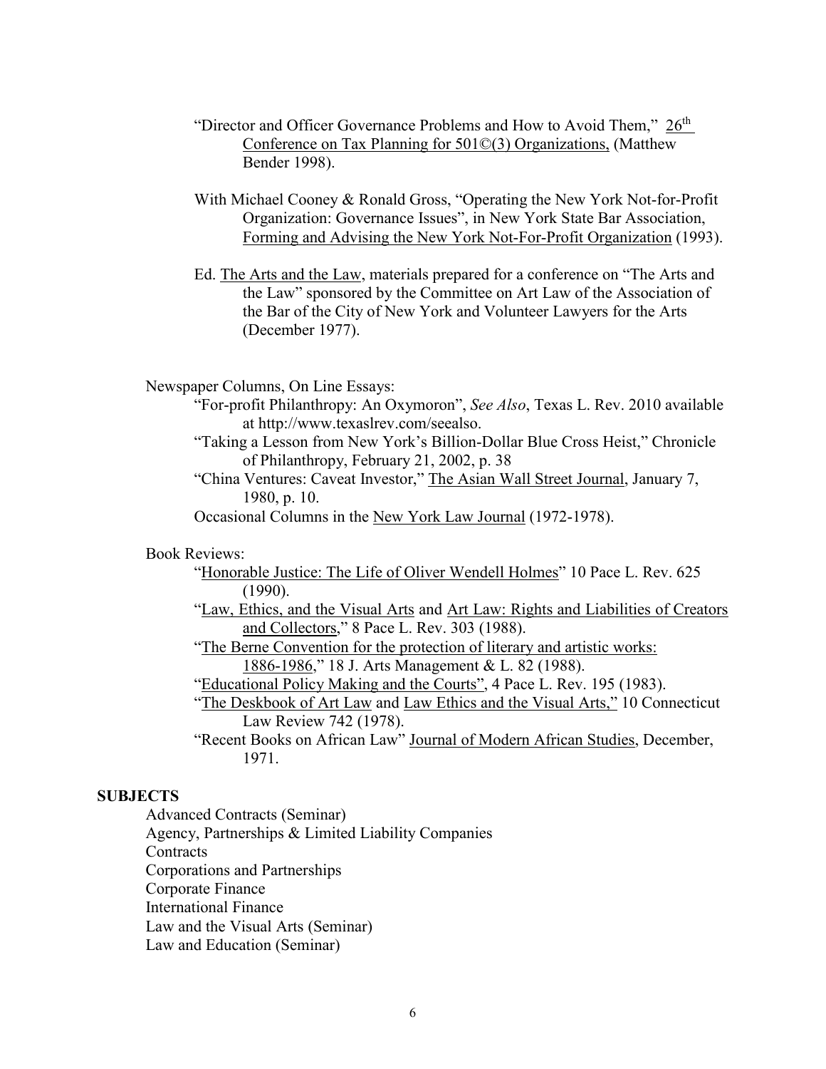"Director and Officer Governance Problems and How to Avoid Them," 26th Conference on Tax Planning for 501©(3) Organizations, (Matthew Bender 1998).

With Michael Cooney & Ronald Gross, "Operating the New York Not-for-Profit Organization: Governance Issues", in New York State Bar Association, Forming and Advising the New York Not-For-Profit Organization (1993).

Ed. The Arts and the Law, materials prepared for a conference on "The Arts and the Law" sponsored by the Committee on Art Law of the Association of the Bar of the City of New York and Volunteer Lawyers for the Arts (December 1977).

Newspaper Columns, On Line Essays:

"For-profit Philanthropy: An Oxymoron", *See Also*, Texas L. Rev. 2010 available at http://www.texaslrev.com/seealso.

"Taking a Lesson from New York's Billion-Dollar Blue Cross Heist," Chronicle of Philanthropy, February 21, 2002, p. 38

"China Ventures: Caveat Investor," The Asian Wall Street Journal, January 7, 1980, p. 10.

Occasional Columns in the New York Law Journal (1972-1978).

Book Reviews:

"Honorable Justice: The Life of Oliver Wendell Holmes" 10 Pace L. Rev. 625 (1990).

"Law, Ethics, and the Visual Arts and Art Law: Rights and Liabilities of Creators and Collectors," 8 Pace L. Rev. 303 (1988).

"The Berne Convention for the protection of literary and artistic works: 1886-1986," 18 J. Arts Management & L. 82 (1988).

"Educational Policy Making and the Courts", 4 Pace L. Rev. 195 (1983).

"The Deskbook of Art Law and Law Ethics and the Visual Arts," 10 Connecticut Law Review 742 (1978).

"Recent Books on African Law" Journal of Modern African Studies, December, 1971.

**SUBJECTS**

Advanced Contracts (Seminar)
Agency, Partnerships & Limited Liability Companies
Contracts
Corporations and Partnerships
Corporate Finance
International Finance
Law and the Visual Arts (Seminar)
Law and Education (Seminar)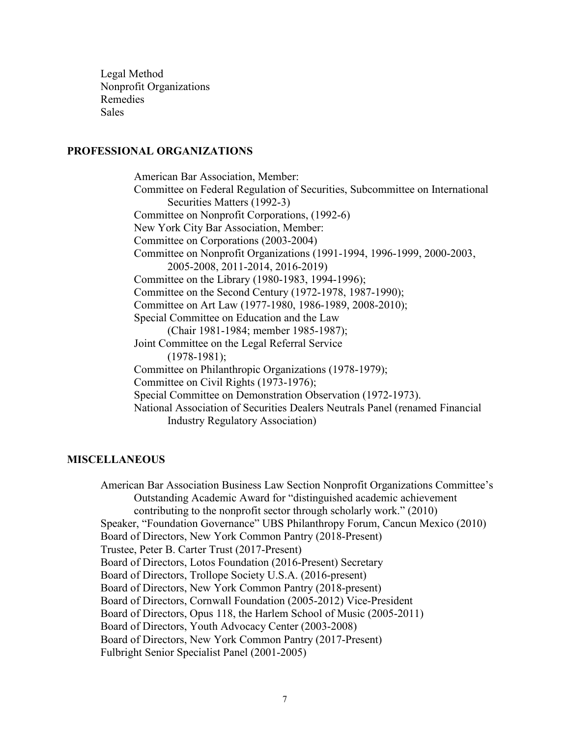Legal Method
Nonprofit Organizations
Remedies
Sales

## PROFESSIONAL ORGANIZATIONS

American Bar Association, Member:
Committee on Federal Regulation of Securities, Subcommittee on International Securities Matters (1992-3)
Committee on Nonprofit Corporations, (1992-6)
New York City Bar Association, Member:
Committee on Corporations (2003-2004)
Committee on Nonprofit Organizations (1991-1994, 1996-1999, 2000-2003, 2005-2008, 2011-2014, 2016-2019)
Committee on the Library (1980-1983, 1994-1996);
Committee on the Second Century (1972-1978, 1987-1990);
Committee on Art Law (1977-1980, 1986-1989, 2008-2010);
Special Committee on Education and the Law (Chair 1981-1984; member 1985-1987);
Joint Committee on the Legal Referral Service (1978-1981);
Committee on Philanthropic Organizations (1978-1979);
Committee on Civil Rights (1973-1976);
Special Committee on Demonstration Observation (1972-1973).
National Association of Securities Dealers Neutrals Panel (renamed Financial Industry Regulatory Association)

## MISCELLANEOUS

American Bar Association Business Law Section Nonprofit Organizations Committee's Outstanding Academic Award for "distinguished academic achievement contributing to the nonprofit sector through scholarly work." (2010)
Speaker, "Foundation Governance" UBS Philanthropy Forum, Cancun Mexico (2010)
Board of Directors, New York Common Pantry (2018-Present)
Trustee, Peter B. Carter Trust (2017-Present)
Board of Directors, Lotos Foundation (2016-Present) Secretary
Board of Directors, Trollope Society U.S.A. (2016-present)
Board of Directors, New York Common Pantry (2018-present)
Board of Directors, Cornwall Foundation (2005-2012) Vice-President
Board of Directors, Opus 118, the Harlem School of Music (2005-2011)
Board of Directors, Youth Advocacy Center (2003-2008)
Board of Directors, New York Common Pantry (2017-Present)
Fulbright Senior Specialist Panel (2001-2005)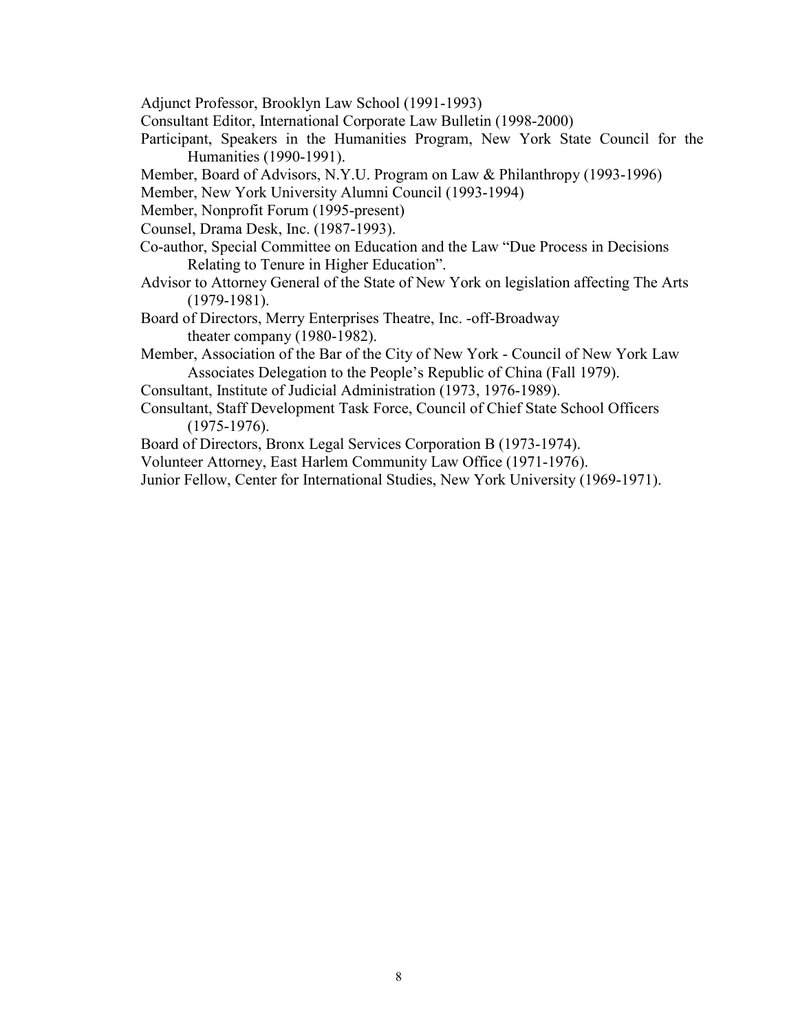Adjunct Professor, Brooklyn Law School (1991-1993)

Consultant Editor, International Corporate Law Bulletin (1998-2000)

Participant, Speakers in the Humanities Program, New York State Council for the Humanities (1990-1991).

Member, Board of Advisors, N.Y.U. Program on Law & Philanthropy (1993-1996)

Member, New York University Alumni Council (1993-1994)

Member, Nonprofit Forum (1995-present)

Counsel, Drama Desk, Inc. (1987-1993).

Co-author, Special Committee on Education and the Law "Due Process in Decisions Relating to Tenure in Higher Education".

Advisor to Attorney General of the State of New York on legislation affecting The Arts (1979-1981).

Board of Directors, Merry Enterprises Theatre, Inc. -off-Broadway theater company (1980-1982).

Member, Association of the Bar of the City of New York - Council of New York Law Associates Delegation to the People's Republic of China (Fall 1979).

Consultant, Institute of Judicial Administration (1973, 1976-1989).

Consultant, Staff Development Task Force, Council of Chief State School Officers (1975-1976).

Board of Directors, Bronx Legal Services Corporation B (1973-1974).

Volunteer Attorney, East Harlem Community Law Office (1971-1976).

Junior Fellow, Center for International Studies, New York University (1969-1971).